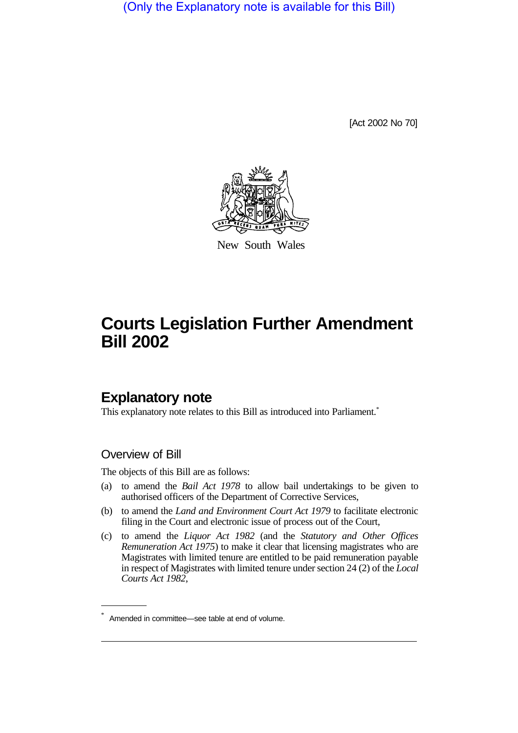(Only the Explanatory note is available for this Bill)

[Act 2002 No 70]

New South Wales

# Courts Legislation Further Amendment Bill 2002

## Explanatory note

This explanatory note relates to this Bill as introduced into Parliament.*

### Overview of Bill

The objects of this Bill are as follows:

(a) to amend the *Bail Act 1978* to allow bail undertakings to be given to authorised officers of the Department of Corrective Services,

(b) to amend the *Land and Environment Court Act 1979* to facilitate electronic filing in the Court and electronic issue of process out of the Court,

(c) to amend the *Liquor Act 1982* (and the *Statutory and Other Offices Remuneration Act 1975*) to make it clear that licensing magistrates who are Magistrates with limited tenure are entitled to be paid remuneration payable in respect of Magistrates with limited tenure under section 24 (2) of the *Local Courts Act 1982*,

* Amended in committee—see table at end of volume.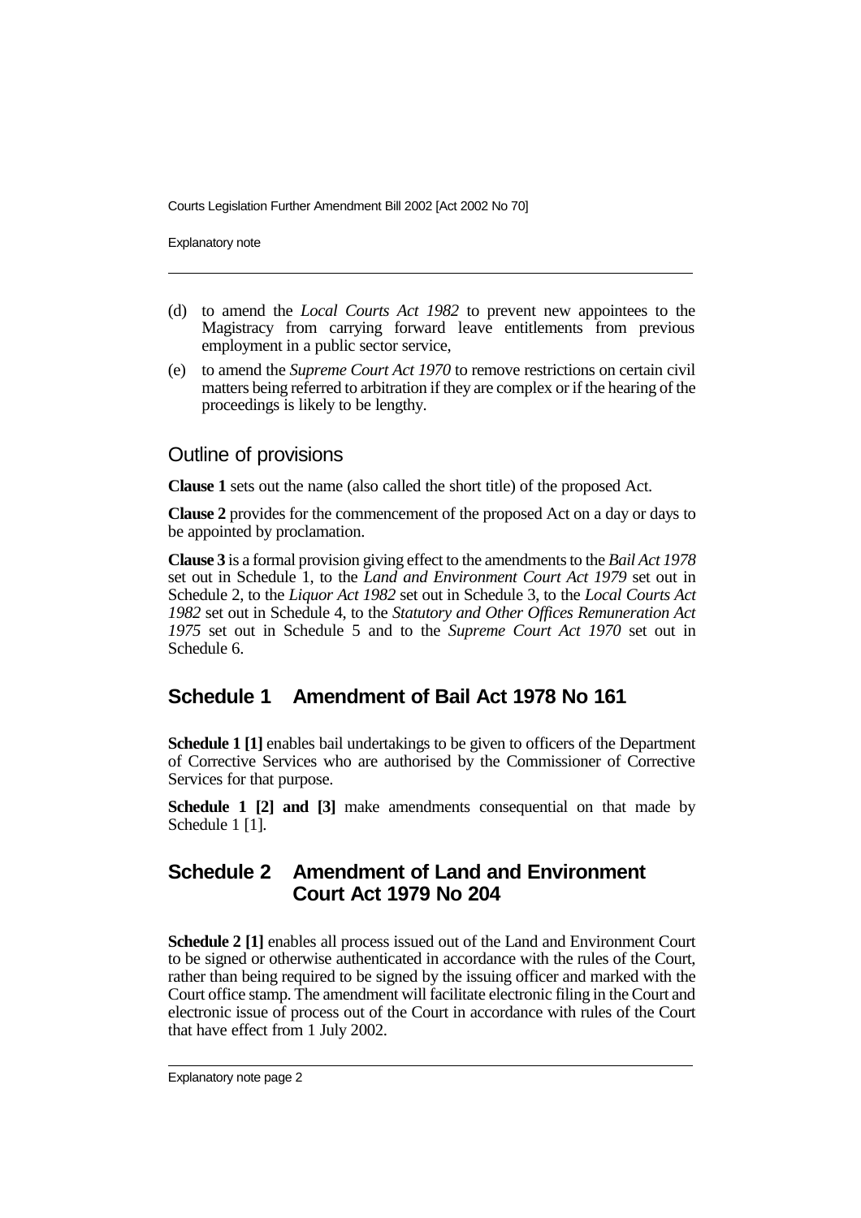(d) to amend the *Local Courts Act 1982* to prevent new appointees to the Magistracy from carrying forward leave entitlements from previous employment in a public sector service,

(e) to amend the *Supreme Court Act 1970* to remove restrictions on certain civil matters being referred to arbitration if they are complex or if the hearing of the proceedings is likely to be lengthy.

## Outline of provisions

**Clause 1** sets out the name (also called the short title) of the proposed Act.

**Clause 2** provides for the commencement of the proposed Act on a day or days to be appointed by proclamation.

**Clause 3** is a formal provision giving effect to the amendments to the *Bail Act 1978* set out in Schedule 1, to the *Land and Environment Court Act 1979* set out in Schedule 2, to the *Liquor Act 1982* set out in Schedule 3, to the *Local Courts Act 1982* set out in Schedule 4, to the *Statutory and Other Offices Remuneration Act 1975* set out in Schedule 5 and to the *Supreme Court Act 1970* set out in Schedule 6.

## Schedule 1 Amendment of Bail Act 1978 No 161

**Schedule 1 [1]** enables bail undertakings to be given to officers of the Department of Corrective Services who are authorised by the Commissioner of Corrective Services for that purpose.

**Schedule 1 [2] and [3]** make amendments consequential on that made by Schedule 1 [1].

## Schedule 2 Amendment of Land and Environment Court Act 1979 No 204

**Schedule 2 [1]** enables all process issued out of the Land and Environment Court to be signed or otherwise authenticated in accordance with the rules of the Court, rather than being required to be signed by the issuing officer and marked with the Court office stamp. The amendment will facilitate electronic filing in the Court and electronic issue of process out of the Court in accordance with rules of the Court that have effect from 1 July 2002.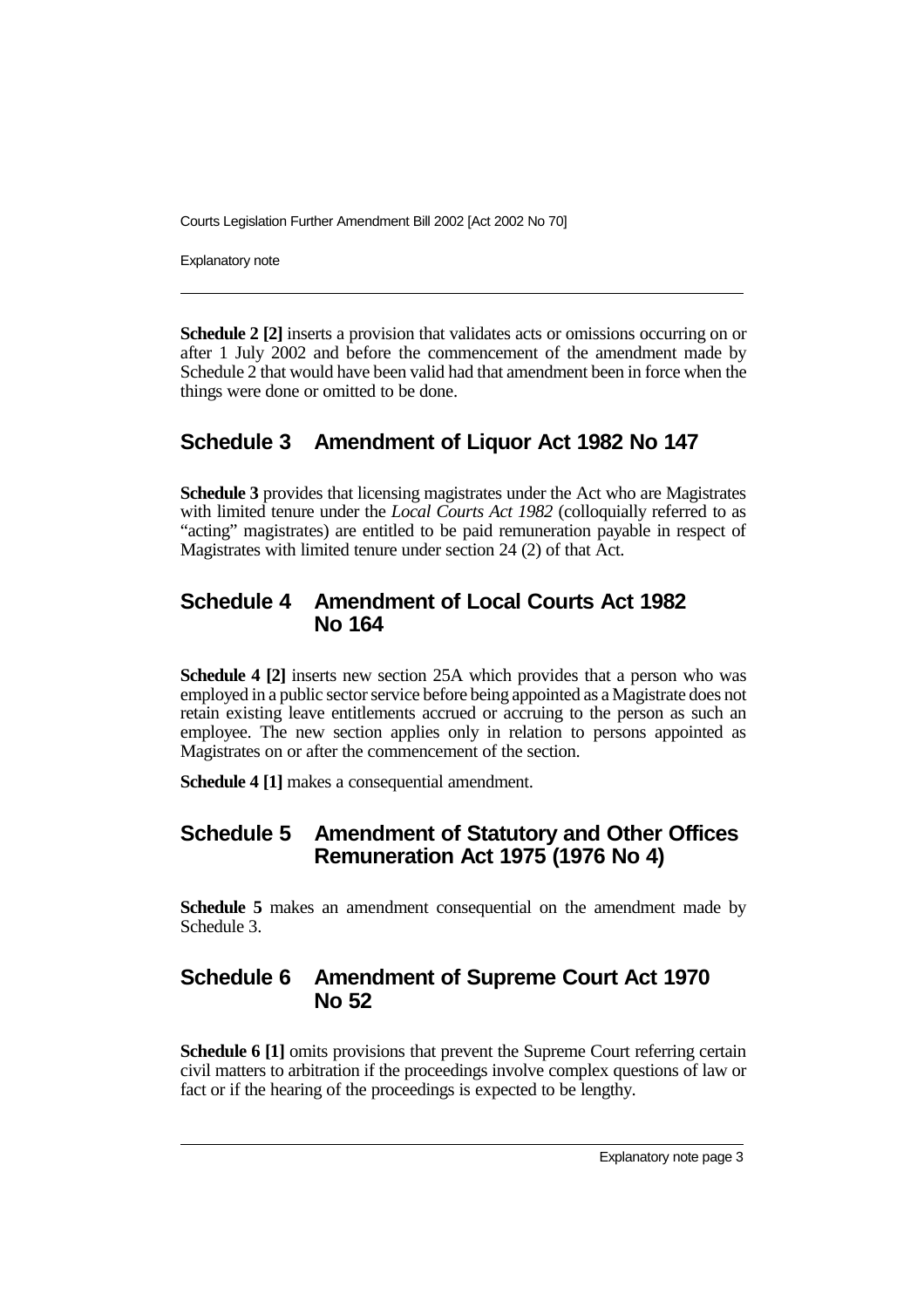**Schedule 2 [2]** inserts a provision that validates acts or omissions occurring on or after 1 July 2002 and before the commencement of the amendment made by Schedule 2 that would have been valid had that amendment been in force when the things were done or omitted to be done.

## Schedule 3 Amendment of Liquor Act 1982 No 147

**Schedule 3** provides that licensing magistrates under the Act who are Magistrates with limited tenure under the *Local Courts Act 1982* (colloquially referred to as "acting" magistrates) are entitled to be paid remuneration payable in respect of Magistrates with limited tenure under section 24 (2) of that Act.

## Schedule 4 Amendment of Local Courts Act 1982 No 164

**Schedule 4 [2]** inserts new section 25A which provides that a person who was employed in a public sector service before being appointed as a Magistrate does not retain existing leave entitlements accrued or accruing to the person as such an employee. The new section applies only in relation to persons appointed as Magistrates on or after the commencement of the section.

**Schedule 4 [1]** makes a consequential amendment.

## Schedule 5 Amendment of Statutory and Other Offices Remuneration Act 1975 (1976 No 4)

**Schedule 5** makes an amendment consequential on the amendment made by Schedule 3.

## Schedule 6 Amendment of Supreme Court Act 1970 No 52

**Schedule 6 [1]** omits provisions that prevent the Supreme Court referring certain civil matters to arbitration if the proceedings involve complex questions of law or fact or if the hearing of the proceedings is expected to be lengthy.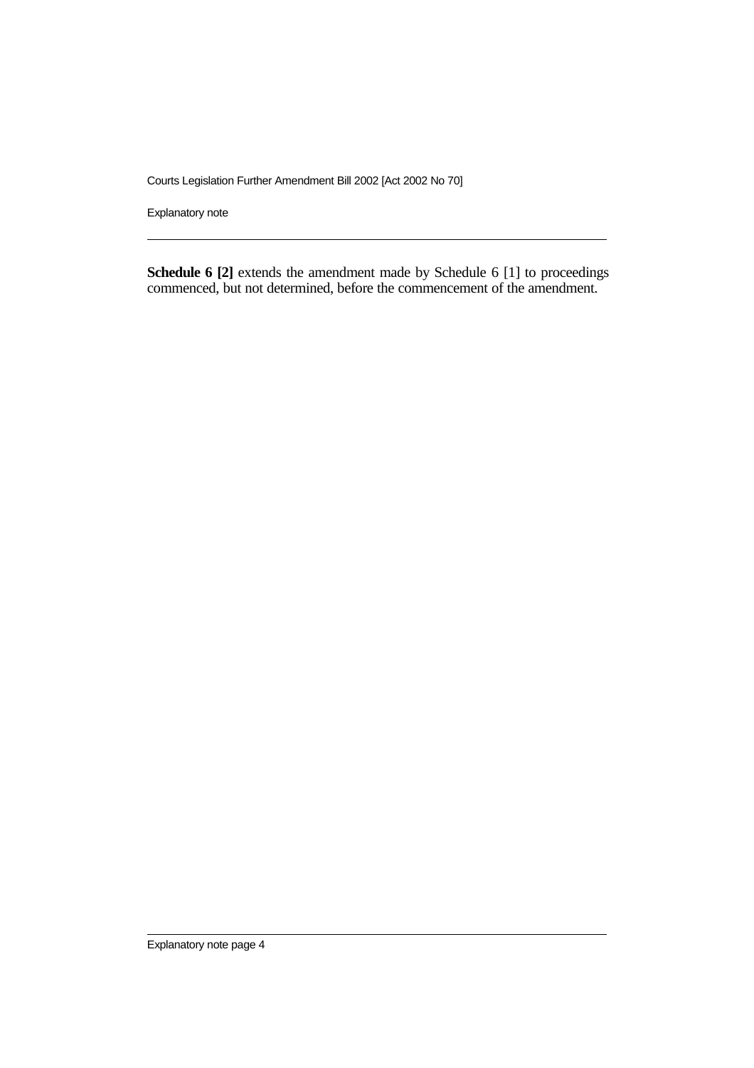**Schedule 6 [2]** extends the amendment made by Schedule 6 [1] to proceedings commenced, but not determined, before the commencement of the amendment.